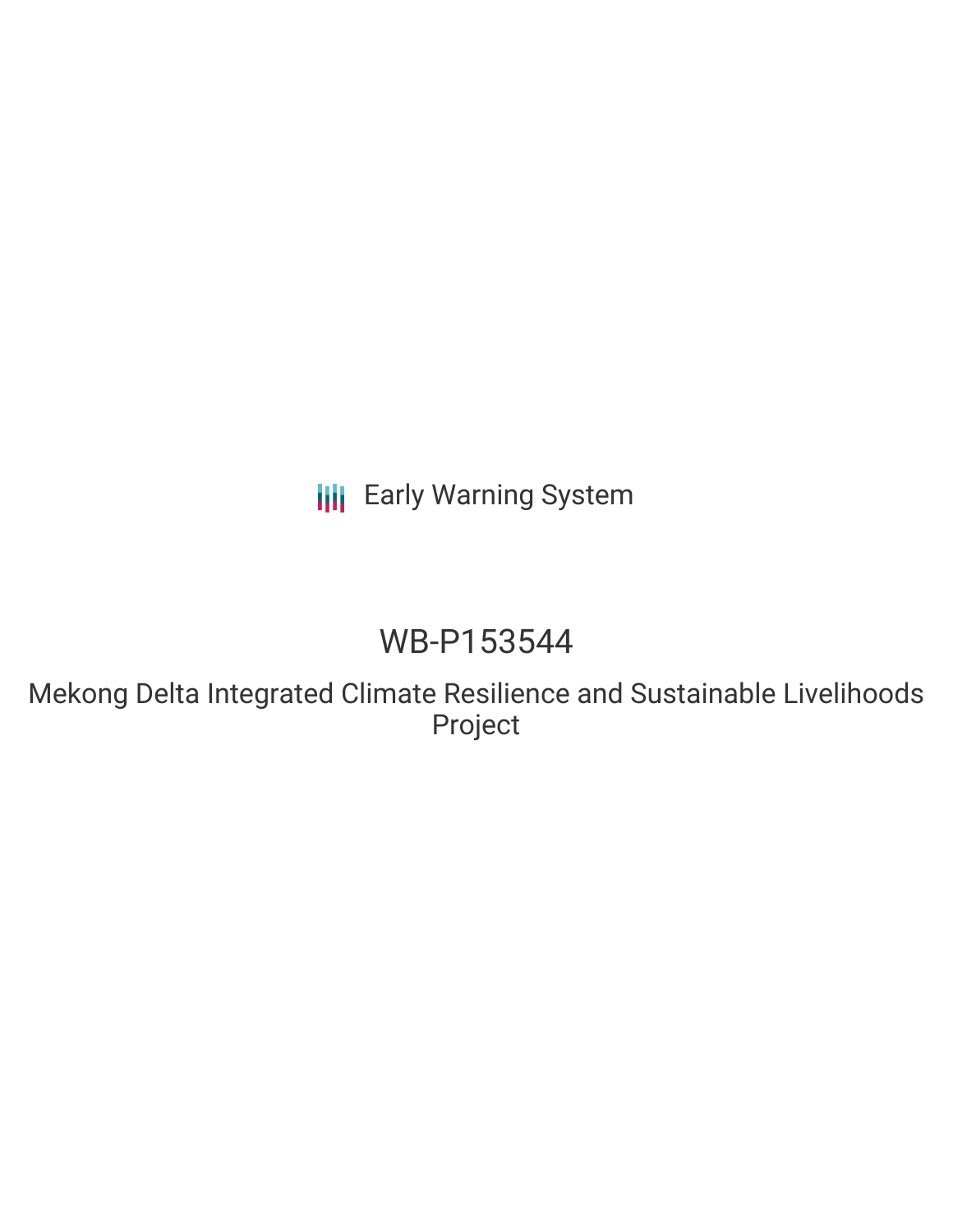Early Warning System

# WB-P153544

## Mekong Delta Integrated Climate Resilience and Sustainable Livelihoods Project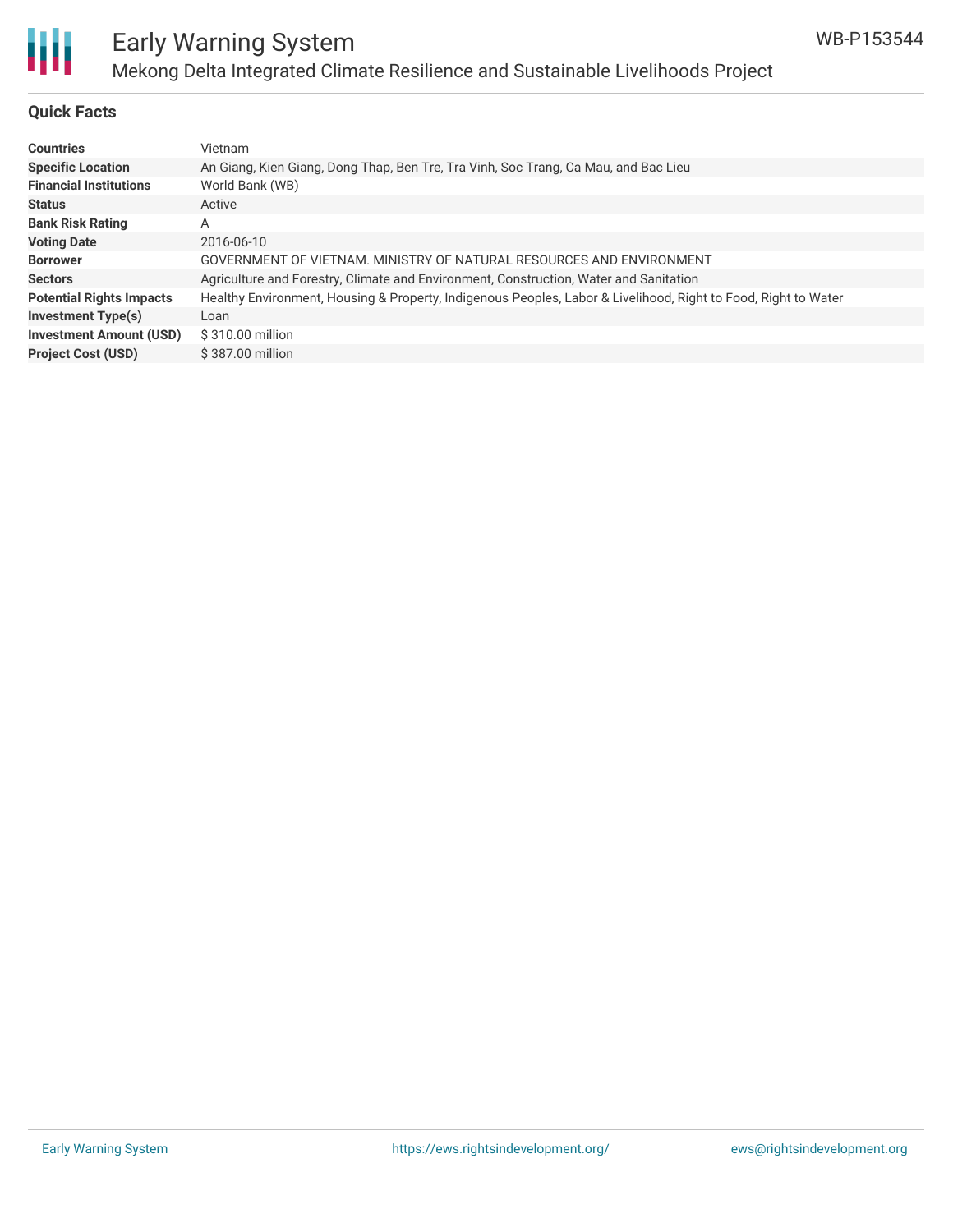# Early Warning System

## Mekong Delta Integrated Climate Resilience and Sustainable Livelihoods Project

WB-P153544

### Quick Facts

| | |
|---|---|
| **Countries** | Vietnam |
| **Specific Location** | An Giang, Kien Giang, Dong Thap, Ben Tre, Tra Vinh, Soc Trang, Ca Mau, and Bac Lieu |
| **Financial Institutions** | World Bank (WB) |
| **Status** | Active |
| **Bank Risk Rating** | A |
| **Voting Date** | 2016-06-10 |
| **Borrower** | GOVERNMENT OF VIETNAM. MINISTRY OF NATURAL RESOURCES AND ENVIRONMENT |
| **Sectors** | Agriculture and Forestry, Climate and Environment, Construction, Water and Sanitation |
| **Potential Rights Impacts** | Healthy Environment, Housing & Property, Indigenous Peoples, Labor & Livelihood, Right to Food, Right to Water |
| **Investment Type(s)** | Loan |
| **Investment Amount (USD)** | $ 310.00 million |
| **Project Cost (USD)** | $ 387.00 million |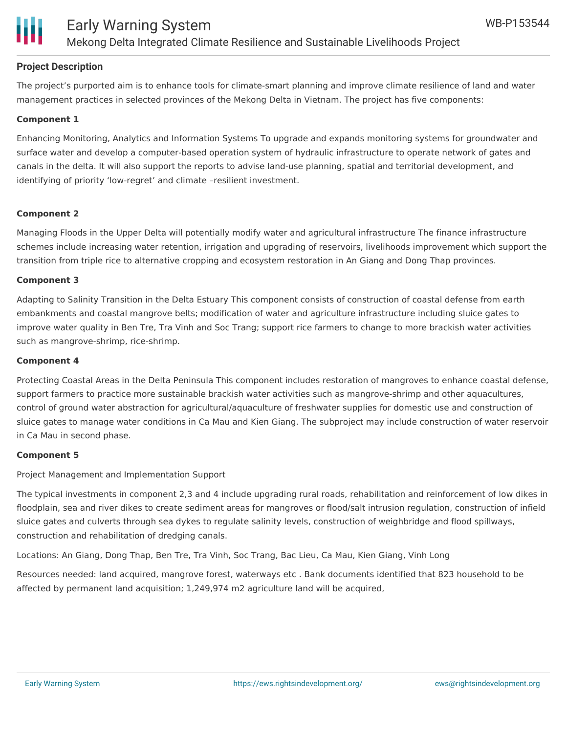## Project Description

The project's purported aim is to enhance tools for climate-smart planning and improve climate resilience of land and water management practices in selected provinces of the Mekong Delta in Vietnam. The project has five components:

**Component 1**

Enhancing Monitoring, Analytics and Information Systems To upgrade and expands monitoring systems for groundwater and surface water and develop a computer-based operation system of hydraulic infrastructure to operate network of gates and canals in the delta. It will also support the reports to advise land-use planning, spatial and territorial development, and identifying of priority 'low-regret' and climate –resilient investment.

**Component 2**

Managing Floods in the Upper Delta will potentially modify water and agricultural infrastructure The finance infrastructure schemes include increasing water retention, irrigation and upgrading of reservoirs, livelihoods improvement which support the transition from triple rice to alternative cropping and ecosystem restoration in An Giang and Dong Thap provinces.

**Component 3**

Adapting to Salinity Transition in the Delta Estuary This component consists of construction of coastal defense from earth embankments and coastal mangrove belts; modification of water and agriculture infrastructure including sluice gates to improve water quality in Ben Tre, Tra Vinh and Soc Trang; support rice farmers to change to more brackish water activities such as mangrove-shrimp, rice-shrimp.

**Component 4**

Protecting Coastal Areas in the Delta Peninsula This component includes restoration of mangroves to enhance coastal defense, support farmers to practice more sustainable brackish water activities such as mangrove-shrimp and other aquacultures, control of ground water abstraction for agricultural/aquaculture of freshwater supplies for domestic use and construction of sluice gates to manage water conditions in Ca Mau and Kien Giang. The subproject may include construction of water reservoir in Ca Mau in second phase.

**Component 5**

Project Management and Implementation Support

The typical investments in component 2,3 and 4 include upgrading rural roads, rehabilitation and reinforcement of low dikes in floodplain, sea and river dikes to create sediment areas for mangroves or flood/salt intrusion regulation, construction of infield sluice gates and culverts through sea dykes to regulate salinity levels, construction of weighbridge and flood spillways, construction and rehabilitation of dredging canals.

Locations: An Giang, Dong Thap, Ben Tre, Tra Vinh, Soc Trang, Bac Lieu, Ca Mau, Kien Giang, Vinh Long

Resources needed: land acquired, mangrove forest, waterways etc . Bank documents identified that 823 household to be affected by permanent land acquisition; 1,249,974 m2 agriculture land will be acquired,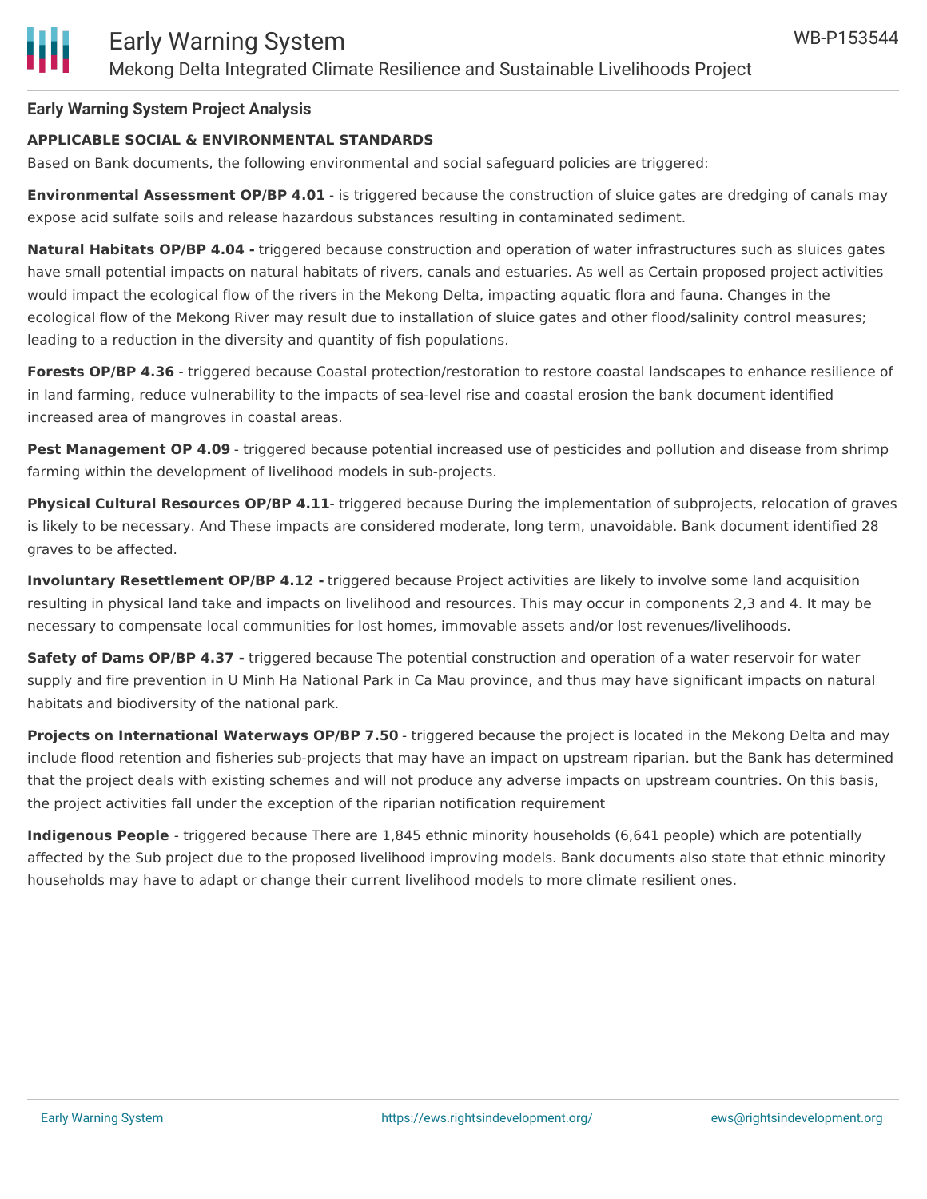**Early Warning System Project Analysis**

**APPLICABLE SOCIAL & ENVIRONMENTAL STANDARDS**

Based on Bank documents, the following environmental and social safeguard policies are triggered:

**Environmental Assessment OP/BP 4.01** - is triggered because the construction of sluice gates are dredging of canals may expose acid sulfate soils and release hazardous substances resulting in contaminated sediment.

**Natural Habitats OP/BP 4.04 -** triggered because construction and operation of water infrastructures such as sluices gates have small potential impacts on natural habitats of rivers, canals and estuaries. As well as Certain proposed project activities would impact the ecological flow of the rivers in the Mekong Delta, impacting aquatic flora and fauna. Changes in the ecological flow of the Mekong River may result due to installation of sluice gates and other flood/salinity control measures; leading to a reduction in the diversity and quantity of fish populations.

**Forests OP/BP 4.36** - triggered because Coastal protection/restoration to restore coastal landscapes to enhance resilience of in land farming, reduce vulnerability to the impacts of sea-level rise and coastal erosion the bank document identified increased area of mangroves in coastal areas.

**Pest Management OP 4.09** - triggered because potential increased use of pesticides and pollution and disease from shrimp farming within the development of livelihood models in sub-projects.

**Physical Cultural Resources OP/BP 4.11**- triggered because During the implementation of subprojects, relocation of graves is likely to be necessary. And These impacts are considered moderate, long term, unavoidable. Bank document identified 28 graves to be affected.

**Involuntary Resettlement OP/BP 4.12 -** triggered because Project activities are likely to involve some land acquisition resulting in physical land take and impacts on livelihood and resources. This may occur in components 2,3 and 4. It may be necessary to compensate local communities for lost homes, immovable assets and/or lost revenues/livelihoods.

**Safety of Dams OP/BP 4.37 -** triggered because The potential construction and operation of a water reservoir for water supply and fire prevention in U Minh Ha National Park in Ca Mau province, and thus may have significant impacts on natural habitats and biodiversity of the national park.

**Projects on International Waterways OP/BP 7.50** - triggered because the project is located in the Mekong Delta and may include flood retention and fisheries sub-projects that may have an impact on upstream riparian. but the Bank has determined that the project deals with existing schemes and will not produce any adverse impacts on upstream countries. On this basis, the project activities fall under the exception of the riparian notification requirement

**Indigenous People** - triggered because There are 1,845 ethnic minority households (6,641 people) which are potentially affected by the Sub project due to the proposed livelihood improving models. Bank documents also state that ethnic minority households may have to adapt or change their current livelihood models to more climate resilient ones.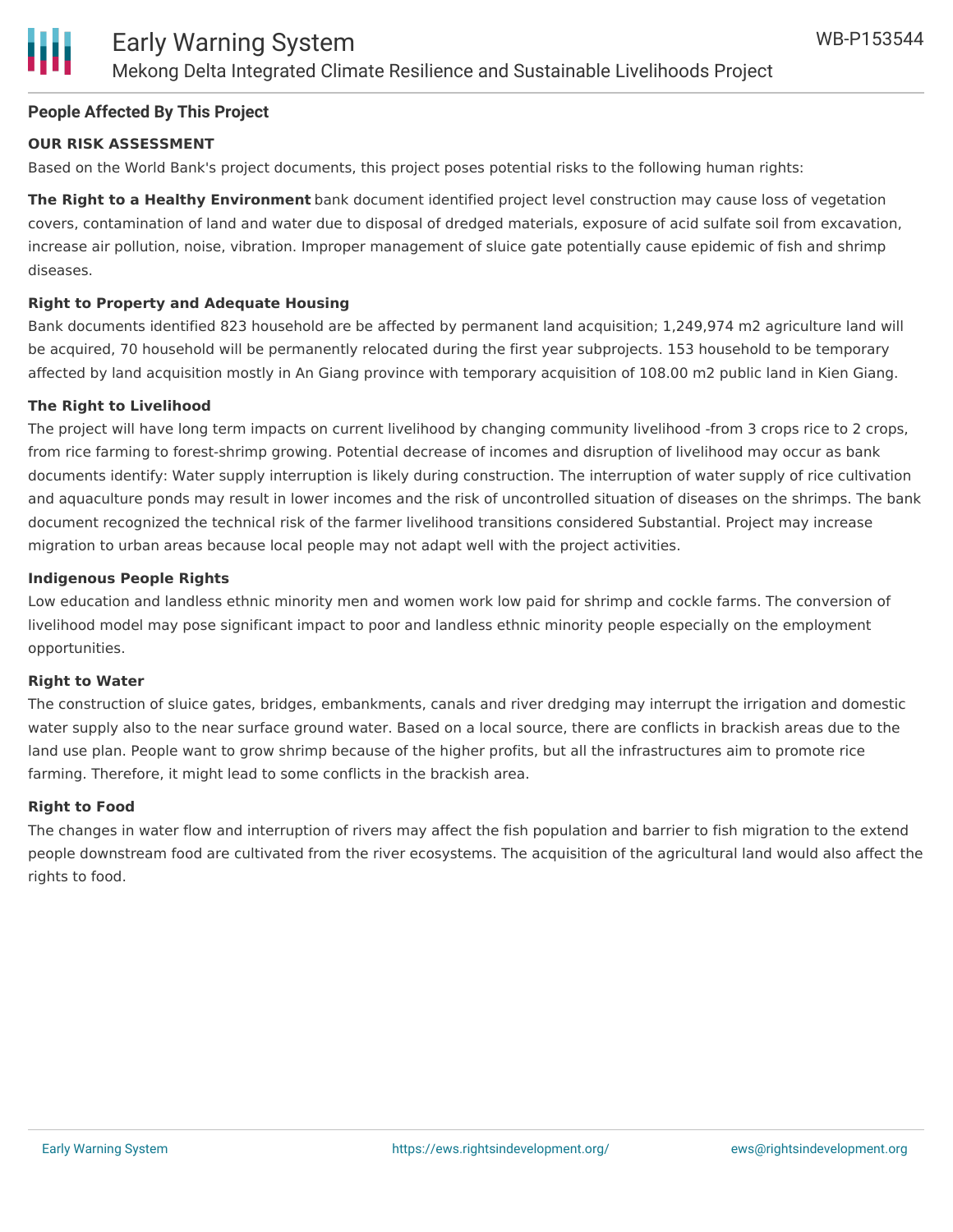## People Affected By This Project

### OUR RISK ASSESSMENT

Based on the World Bank's project documents, this project poses potential risks to the following human rights:

**The Right to a Healthy Environment** bank document identified project level construction may cause loss of vegetation covers, contamination of land and water due to disposal of dredged materials, exposure of acid sulfate soil from excavation, increase air pollution, noise, vibration. Improper management of sluice gate potentially cause epidemic of fish and shrimp diseases.

**Right to Property and Adequate Housing**

Bank documents identified 823 household are be affected by permanent land acquisition; 1,249,974 m2 agriculture land will be acquired, 70 household will be permanently relocated during the first year subprojects. 153 household to be temporary affected by land acquisition mostly in An Giang province with temporary acquisition of 108.00 m2 public land in Kien Giang.

**The Right to Livelihood**

The project will have long term impacts on current livelihood by changing community livelihood -from 3 crops rice to 2 crops, from rice farming to forest-shrimp growing. Potential decrease of incomes and disruption of livelihood may occur as bank documents identify: Water supply interruption is likely during construction. The interruption of water supply of rice cultivation and aquaculture ponds may result in lower incomes and the risk of uncontrolled situation of diseases on the shrimps. The bank document recognized the technical risk of the farmer livelihood transitions considered Substantial. Project may increase migration to urban areas because local people may not adapt well with the project activities.

**Indigenous People Rights**

Low education and landless ethnic minority men and women work low paid for shrimp and cockle farms. The conversion of livelihood model may pose significant impact to poor and landless ethnic minority people especially on the employment opportunities.

**Right to Water**

The construction of sluice gates, bridges, embankments, canals and river dredging may interrupt the irrigation and domestic water supply also to the near surface ground water. Based on a local source, there are conflicts in brackish areas due to the land use plan. People want to grow shrimp because of the higher profits, but all the infrastructures aim to promote rice farming. Therefore, it might lead to some conflicts in the brackish area.

**Right to Food**

The changes in water flow and interruption of rivers may affect the fish population and barrier to fish migration to the extend people downstream food are cultivated from the river ecosystems. The acquisition of the agricultural land would also affect the rights to food.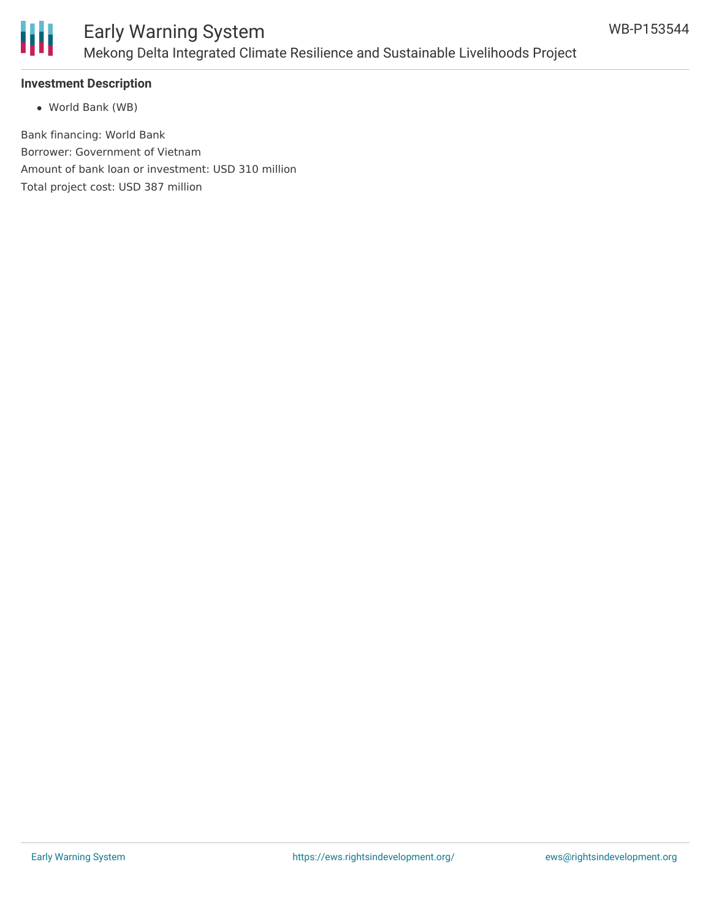## Investment Description

- World Bank (WB)

Bank financing: World Bank
Borrower: Government of Vietnam
Amount of bank loan or investment: USD 310 million
Total project cost: USD 387 million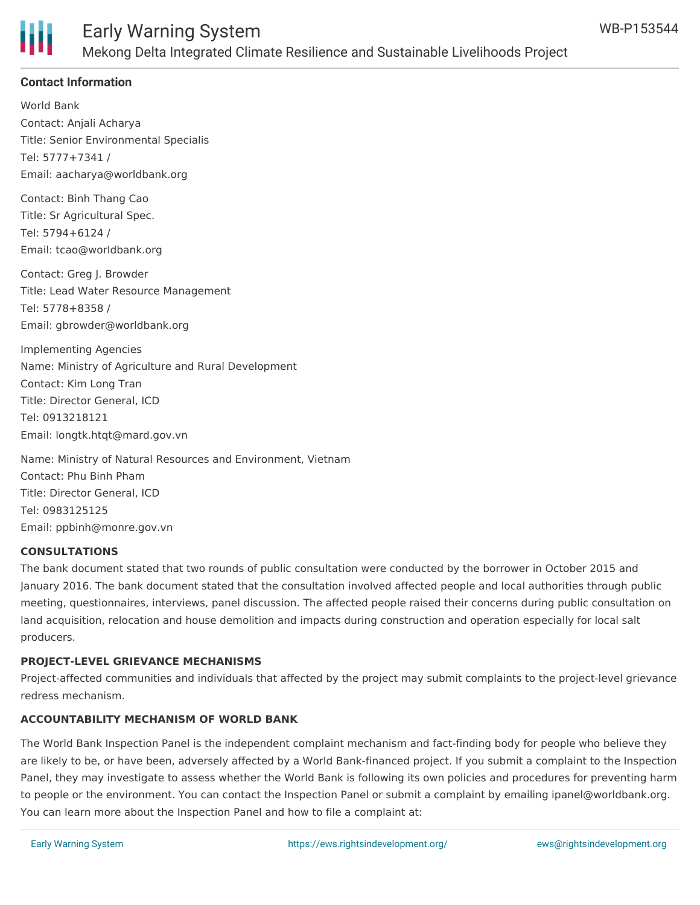### Contact Information

World Bank
Contact: Anjali Acharya
Title: Senior Environmental Specialis
Tel: 5777+7341 /
Email: aacharya@worldbank.org

Contact: Binh Thang Cao
Title: Sr Agricultural Spec.
Tel: 5794+6124 /
Email: tcao@worldbank.org

Contact: Greg J. Browder
Title: Lead Water Resource Management
Tel: 5778+8358 /
Email: gbrowder@worldbank.org

Implementing Agencies
Name: Ministry of Agriculture and Rural Development
Contact: Kim Long Tran
Title: Director General, ICD
Tel: 0913218121
Email: longtk.htqt@mard.gov.vn

Name: Ministry of Natural Resources and Environment, Vietnam
Contact: Phu Binh Pham
Title: Director General, ICD
Tel: 0983125125
Email: ppbinh@monre.gov.vn

**CONSULTATIONS**

The bank document stated that two rounds of public consultation were conducted by the borrower in October 2015 and January 2016. The bank document stated that the consultation involved affected people and local authorities through public meeting, questionnaires, interviews, panel discussion. The affected people raised their concerns during public consultation on land acquisition, relocation and house demolition and impacts during construction and operation especially for local salt producers.

**PROJECT-LEVEL GRIEVANCE MECHANISMS**

Project-affected communities and individuals that affected by the project may submit complaints to the project-level grievance redress mechanism.

**ACCOUNTABILITY MECHANISM OF WORLD BANK**

The World Bank Inspection Panel is the independent complaint mechanism and fact-finding body for people who believe they are likely to be, or have been, adversely affected by a World Bank-financed project. If you submit a complaint to the Inspection Panel, they may investigate to assess whether the World Bank is following its own policies and procedures for preventing harm to people or the environment. You can contact the Inspection Panel or submit a complaint by emailing ipanel@worldbank.org. You can learn more about the Inspection Panel and how to file a complaint at: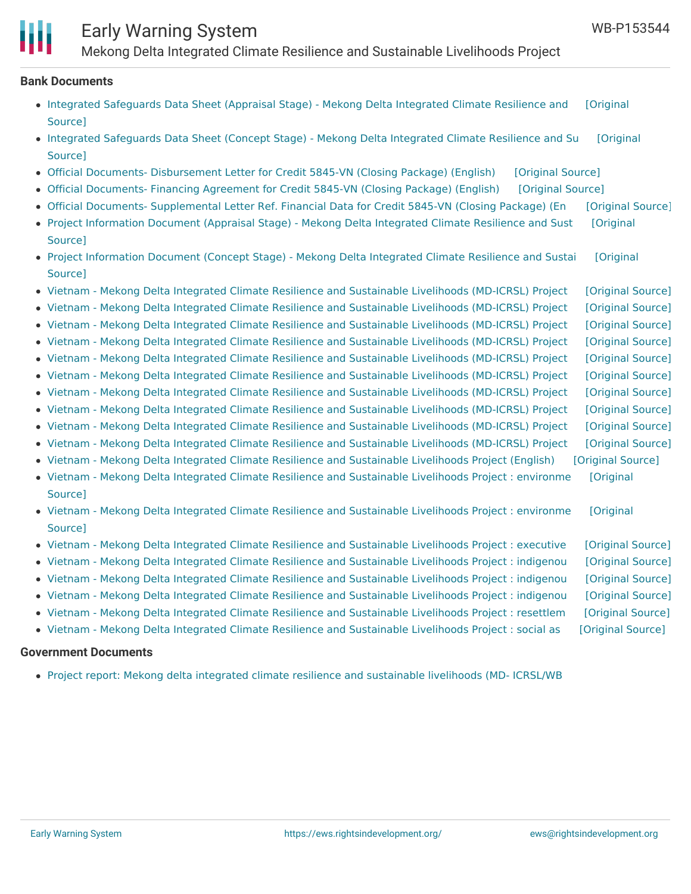## Bank Documents

- Integrated Safeguards Data Sheet (Appraisal Stage) - Mekong Delta Integrated Climate Resilience and [Original Source]
- Integrated Safeguards Data Sheet (Concept Stage) - Mekong Delta Integrated Climate Resilience and Su [Original Source]
- Official Documents- Disbursement Letter for Credit 5845-VN (Closing Package) (English) [Original Source]
- Official Documents- Financing Agreement for Credit 5845-VN (Closing Package) (English) [Original Source]
- Official Documents- Supplemental Letter Ref. Financial Data for Credit 5845-VN (Closing Package) (En [Original Source]
- Project Information Document (Appraisal Stage) - Mekong Delta Integrated Climate Resilience and Sust [Original Source]
- Project Information Document (Concept Stage) - Mekong Delta Integrated Climate Resilience and Sustai [Original Source]
- Vietnam - Mekong Delta Integrated Climate Resilience and Sustainable Livelihoods (MD-ICRSL) Project [Original Source]
- Vietnam - Mekong Delta Integrated Climate Resilience and Sustainable Livelihoods (MD-ICRSL) Project [Original Source]
- Vietnam - Mekong Delta Integrated Climate Resilience and Sustainable Livelihoods (MD-ICRSL) Project [Original Source]
- Vietnam - Mekong Delta Integrated Climate Resilience and Sustainable Livelihoods (MD-ICRSL) Project [Original Source]
- Vietnam - Mekong Delta Integrated Climate Resilience and Sustainable Livelihoods (MD-ICRSL) Project [Original Source]
- Vietnam - Mekong Delta Integrated Climate Resilience and Sustainable Livelihoods (MD-ICRSL) Project [Original Source]
- Vietnam - Mekong Delta Integrated Climate Resilience and Sustainable Livelihoods (MD-ICRSL) Project [Original Source]
- Vietnam - Mekong Delta Integrated Climate Resilience and Sustainable Livelihoods (MD-ICRSL) Project [Original Source]
- Vietnam - Mekong Delta Integrated Climate Resilience and Sustainable Livelihoods (MD-ICRSL) Project [Original Source]
- Vietnam - Mekong Delta Integrated Climate Resilience and Sustainable Livelihoods (MD-ICRSL) Project [Original Source]
- Vietnam - Mekong Delta Integrated Climate Resilience and Sustainable Livelihoods Project (English) [Original Source]
- Vietnam - Mekong Delta Integrated Climate Resilience and Sustainable Livelihoods Project : environme [Original Source]
- Vietnam - Mekong Delta Integrated Climate Resilience and Sustainable Livelihoods Project : environme [Original Source]
- Vietnam - Mekong Delta Integrated Climate Resilience and Sustainable Livelihoods Project : executive [Original Source]
- Vietnam - Mekong Delta Integrated Climate Resilience and Sustainable Livelihoods Project : indigenou [Original Source]
- Vietnam - Mekong Delta Integrated Climate Resilience and Sustainable Livelihoods Project : indigenou [Original Source]
- Vietnam - Mekong Delta Integrated Climate Resilience and Sustainable Livelihoods Project : indigenou [Original Source]
- Vietnam - Mekong Delta Integrated Climate Resilience and Sustainable Livelihoods Project : resettlem [Original Source]
- Vietnam - Mekong Delta Integrated Climate Resilience and Sustainable Livelihoods Project : social as [Original Source]

## Government Documents

- Project report: Mekong delta integrated climate resilience and sustainable livelihoods (MD- ICRSL/WB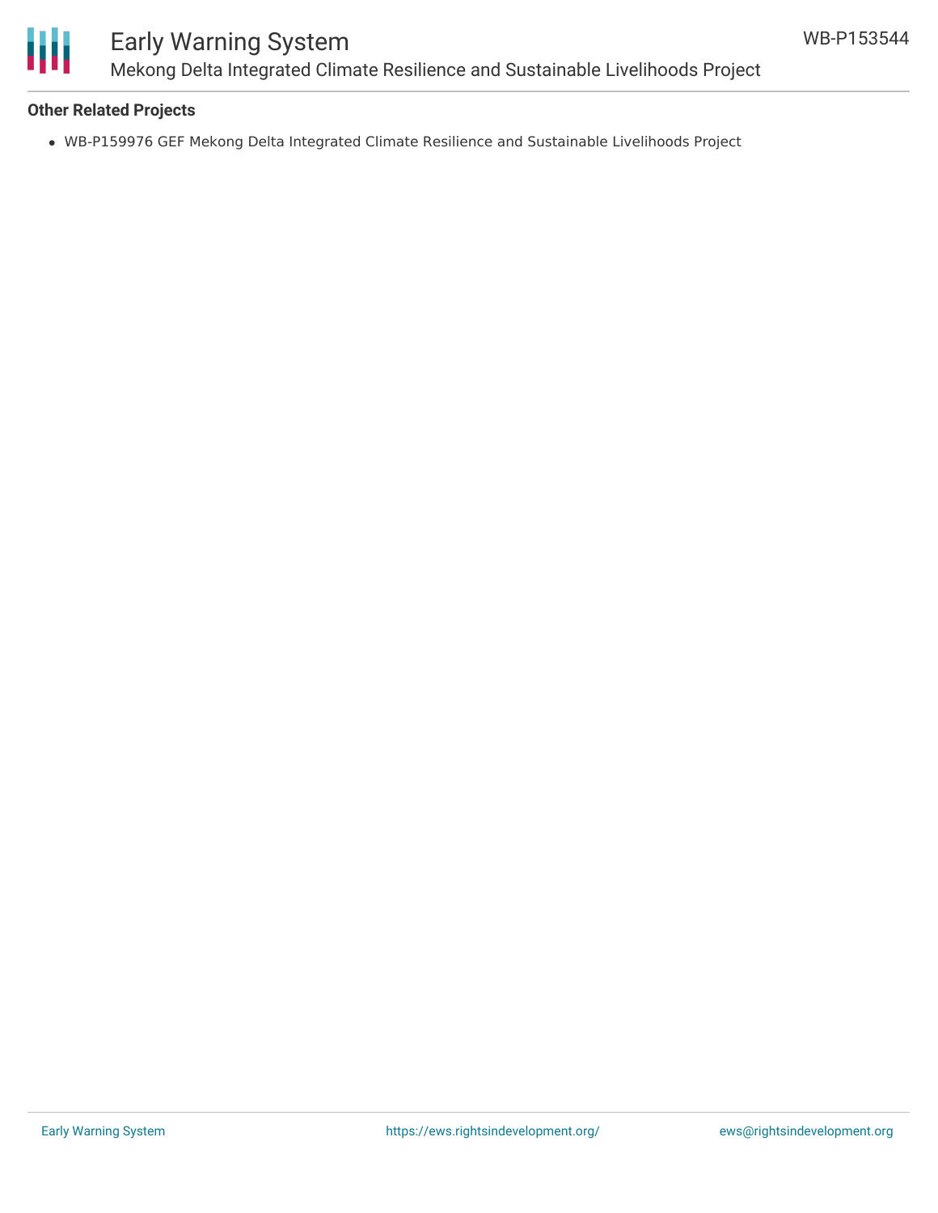**Other Related Projects**

- WB-P159976 GEF Mekong Delta Integrated Climate Resilience and Sustainable Livelihoods Project